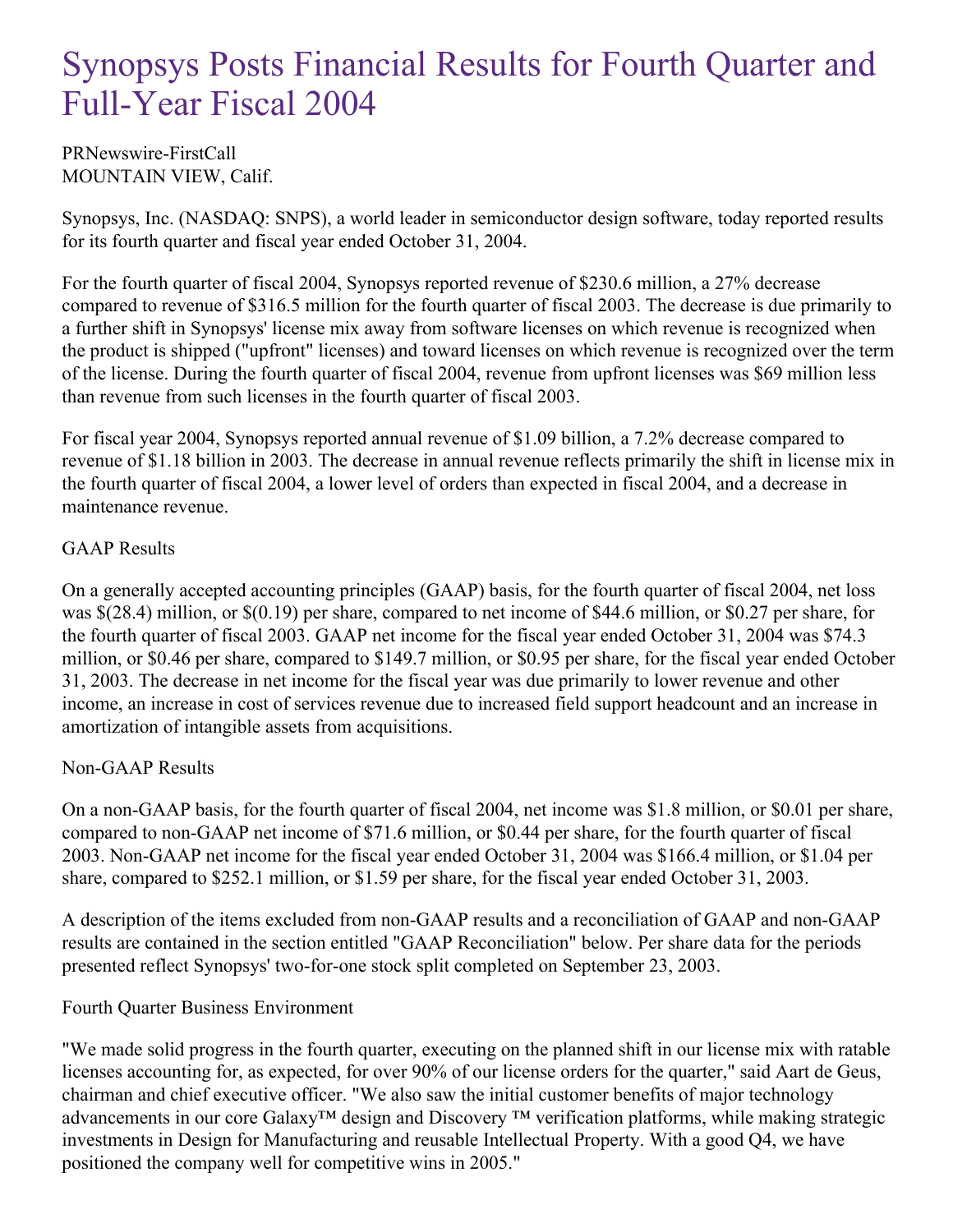# Synopsys Posts Financial Results for Fourth Quarter and Full-Year Fiscal 2004

PRNewswire-FirstCall
MOUNTAIN VIEW, Calif.

Synopsys, Inc. (NASDAQ: SNPS), a world leader in semiconductor design software, today reported results for its fourth quarter and fiscal year ended October 31, 2004.

For the fourth quarter of fiscal 2004, Synopsys reported revenue of $230.6 million, a 27% decrease compared to revenue of $316.5 million for the fourth quarter of fiscal 2003. The decrease is due primarily to a further shift in Synopsys' license mix away from software licenses on which revenue is recognized when the product is shipped ("upfront" licenses) and toward licenses on which revenue is recognized over the term of the license. During the fourth quarter of fiscal 2004, revenue from upfront licenses was $69 million less than revenue from such licenses in the fourth quarter of fiscal 2003.

For fiscal year 2004, Synopsys reported annual revenue of $1.09 billion, a 7.2% decrease compared to revenue of $1.18 billion in 2003. The decrease in annual revenue reflects primarily the shift in license mix in the fourth quarter of fiscal 2004, a lower level of orders than expected in fiscal 2004, and a decrease in maintenance revenue.

GAAP Results

On a generally accepted accounting principles (GAAP) basis, for the fourth quarter of fiscal 2004, net loss was $(28.4) million, or $(0.19) per share, compared to net income of $44.6 million, or $0.27 per share, for the fourth quarter of fiscal 2003. GAAP net income for the fiscal year ended October 31, 2004 was $74.3 million, or $0.46 per share, compared to $149.7 million, or $0.95 per share, for the fiscal year ended October 31, 2003. The decrease in net income for the fiscal year was due primarily to lower revenue and other income, an increase in cost of services revenue due to increased field support headcount and an increase in amortization of intangible assets from acquisitions.

Non-GAAP Results

On a non-GAAP basis, for the fourth quarter of fiscal 2004, net income was $1.8 million, or $0.01 per share, compared to non-GAAP net income of $71.6 million, or $0.44 per share, for the fourth quarter of fiscal 2003. Non-GAAP net income for the fiscal year ended October 31, 2004 was $166.4 million, or $1.04 per share, compared to $252.1 million, or $1.59 per share, for the fiscal year ended October 31, 2003.

A description of the items excluded from non-GAAP results and a reconciliation of GAAP and non-GAAP results are contained in the section entitled "GAAP Reconciliation" below. Per share data for the periods presented reflect Synopsys' two-for-one stock split completed on September 23, 2003.

Fourth Quarter Business Environment

"We made solid progress in the fourth quarter, executing on the planned shift in our license mix with ratable licenses accounting for, as expected, for over 90% of our license orders for the quarter," said Aart de Geus, chairman and chief executive officer. "We also saw the initial customer benefits of major technology advancements in our core Galaxy™ design and Discovery ™ verification platforms, while making strategic investments in Design for Manufacturing and reusable Intellectual Property. With a good Q4, we have positioned the company well for competitive wins in 2005."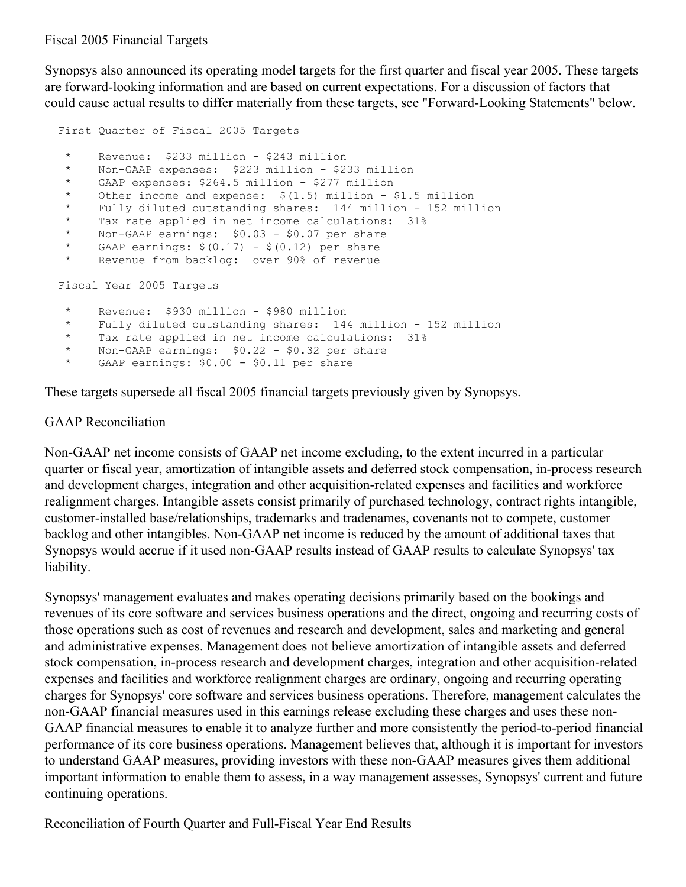Fiscal 2005 Financial Targets

Synopsys also announced its operating model targets for the first quarter and fiscal year 2005. These targets are forward-looking information and are based on current expectations. For a discussion of factors that could cause actual results to differ materially from these targets, see "Forward-Looking Statements" below.

First Quarter of Fiscal 2005 Targets

* Revenue: $233 million - $243 million
* Non-GAAP expenses: $223 million - $233 million
* GAAP expenses: $264.5 million - $277 million
* Other income and expense: $(1.5) million - $1.5 million
* Fully diluted outstanding shares: 144 million - 152 million
* Tax rate applied in net income calculations: 31%
* Non-GAAP earnings: $0.03 - $0.07 per share
* GAAP earnings: $(0.17) - $(0.12) per share
* Revenue from backlog: over 90% of revenue

Fiscal Year 2005 Targets

* Revenue: $930 million - $980 million
* Fully diluted outstanding shares: 144 million - 152 million
* Tax rate applied in net income calculations: 31%
* Non-GAAP earnings: $0.22 - $0.32 per share
* GAAP earnings: $0.00 - $0.11 per share

These targets supersede all fiscal 2005 financial targets previously given by Synopsys.

GAAP Reconciliation

Non-GAAP net income consists of GAAP net income excluding, to the extent incurred in a particular quarter or fiscal year, amortization of intangible assets and deferred stock compensation, in-process research and development charges, integration and other acquisition-related expenses and facilities and workforce realignment charges. Intangible assets consist primarily of purchased technology, contract rights intangible, customer-installed base/relationships, trademarks and tradenames, covenants not to compete, customer backlog and other intangibles. Non-GAAP net income is reduced by the amount of additional taxes that Synopsys would accrue if it used non-GAAP results instead of GAAP results to calculate Synopsys' tax liability.

Synopsys' management evaluates and makes operating decisions primarily based on the bookings and revenues of its core software and services business operations and the direct, ongoing and recurring costs of those operations such as cost of revenues and research and development, sales and marketing and general and administrative expenses. Management does not believe amortization of intangible assets and deferred stock compensation, in-process research and development charges, integration and other acquisition-related expenses and facilities and workforce realignment charges are ordinary, ongoing and recurring operating charges for Synopsys' core software and services business operations. Therefore, management calculates the non-GAAP financial measures used in this earnings release excluding these charges and uses these non-GAAP financial measures to enable it to analyze further and more consistently the period-to-period financial performance of its core business operations. Management believes that, although it is important for investors to understand GAAP measures, providing investors with these non-GAAP measures gives them additional important information to enable them to assess, in a way management assesses, Synopsys' current and future continuing operations.

Reconciliation of Fourth Quarter and Full-Fiscal Year End Results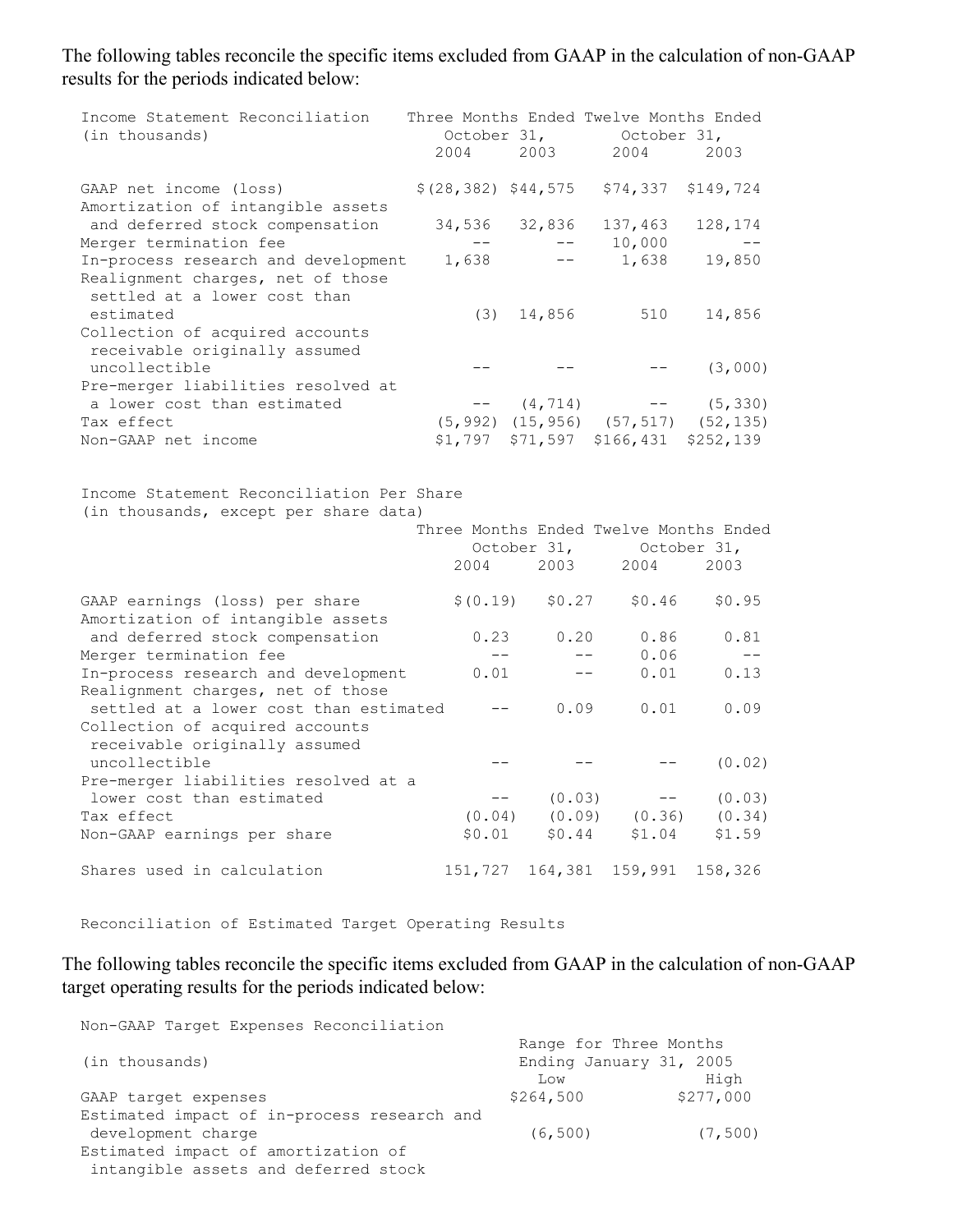The following tables reconcile the specific items excluded from GAAP in the calculation of non-GAAP results for the periods indicated below:

| Income Statement Reconciliation (in thousands) | Three Months Ended October 31, 2004 | Three Months Ended October 31, 2003 | Twelve Months Ended October 31, 2004 | Twelve Months Ended October 31, 2003 |
|---|---|---|---|---|
| GAAP net income (loss) | $(28,382) | $44,575 | $74,337 | $149,724 |
| Amortization of intangible assets and deferred stock compensation | 34,536 | 32,836 | 137,463 | 128,174 |
| Merger termination fee | -- | -- | 10,000 | -- |
| In-process research and development | 1,638 | -- | 1,638 | 19,850 |
| Realignment charges, net of those settled at a lower cost than estimated | (3) | 14,856 | 510 | 14,856 |
| Collection of acquired accounts receivable originally assumed uncollectible | -- | -- | -- | (3,000) |
| Pre-merger liabilities resolved at a lower cost than estimated | -- | (4,714) | -- | (5,330) |
| Tax effect | (5,992) | (15,956) | (57,517) | (52,135) |
| Non-GAAP net income | $1,797 | $71,597 | $166,431 | $252,139 |

| Income Statement Reconciliation Per Share (in thousands, except per share data) | Three Months Ended October 31, 2004 | Three Months Ended October 31, 2003 | Twelve Months Ended October 31, 2004 | Twelve Months Ended October 31, 2003 |
|---|---|---|---|---|
| GAAP earnings (loss) per share | $(0.19) | $0.27 | $0.46 | $0.95 |
| Amortization of intangible assets and deferred stock compensation | 0.23 | 0.20 | 0.86 | 0.81 |
| Merger termination fee | -- | -- | 0.06 | -- |
| In-process research and development | 0.01 | -- | 0.01 | 0.13 |
| Realignment charges, net of those settled at a lower cost than estimated | -- | 0.09 | 0.01 | 0.09 |
| Collection of acquired accounts receivable originally assumed uncollectible | -- | -- | -- | (0.02) |
| Pre-merger liabilities resolved at a lower cost than estimated | -- | (0.03) | -- | (0.03) |
| Tax effect | (0.04) | (0.09) | (0.36) | (0.34) |
| Non-GAAP earnings per share | $0.01 | $0.44 | $1.04 | $1.59 |
| Shares used in calculation | 151,727 | 164,381 | 159,991 | 158,326 |

Reconciliation of Estimated Target Operating Results

The following tables reconcile the specific items excluded from GAAP in the calculation of non-GAAP target operating results for the periods indicated below:

| Non-GAAP Target Expenses Reconciliation (in thousands) | Range for Three Months Ending January 31, 2005 Low | High |
|---|---|---|
| GAAP target expenses | $264,500 | $277,000 |
| Estimated impact of in-process research and development charge | (6,500) | (7,500) |
| Estimated impact of amortization of intangible assets and deferred stock | | |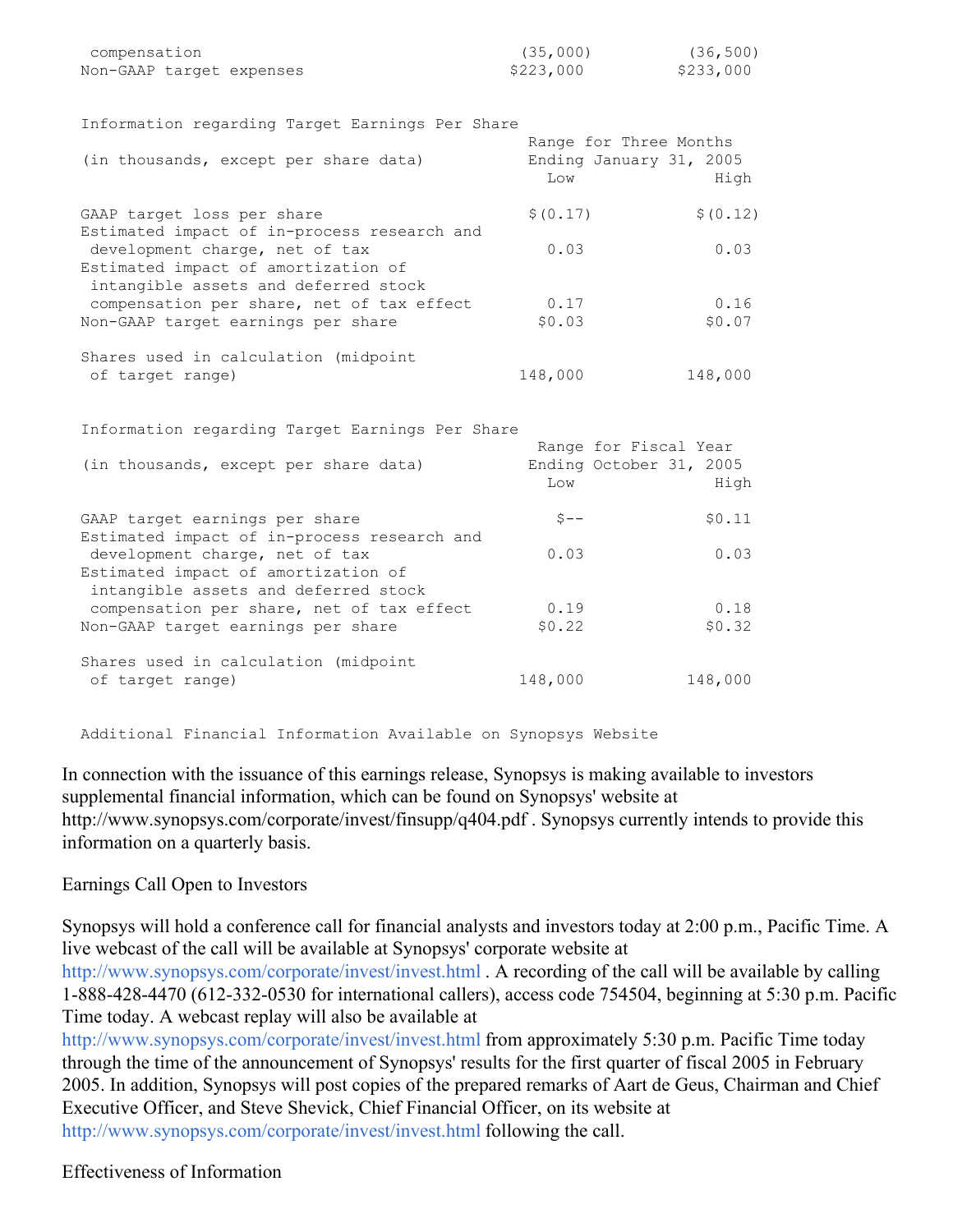| | | |
|---|---|---|
| compensation | (35,000) | (36,500) |
| Non-GAAP target expenses | $223,000 | $233,000 |

Information regarding Target Earnings Per Share

| (in thousands, except per share data) | Range for Three Months Ending January 31, 2005 Low | High |
|---|---|---|
| GAAP target loss per share | $(0.17) | $(0.12) |
| Estimated impact of in-process research and development charge, net of tax | 0.03 | 0.03 |
| Estimated impact of amortization of intangible assets and deferred stock compensation per share, net of tax effect | 0.17 | 0.16 |
| Non-GAAP target earnings per share | $0.03 | $0.07 |
| Shares used in calculation (midpoint of target range) | 148,000 | 148,000 |

Information regarding Target Earnings Per Share

| (in thousands, except per share data) | Range for Fiscal Year Ending October 31, 2005 Low | High |
|---|---|---|
| GAAP target earnings per share | $-- | $0.11 |
| Estimated impact of in-process research and development charge, net of tax | 0.03 | 0.03 |
| Estimated impact of amortization of intangible assets and deferred stock compensation per share, net of tax effect | 0.19 | 0.18 |
| Non-GAAP target earnings per share | $0.22 | $0.32 |
| Shares used in calculation (midpoint of target range) | 148,000 | 148,000 |

Additional Financial Information Available on Synopsys Website

In connection with the issuance of this earnings release, Synopsys is making available to investors supplemental financial information, which can be found on Synopsys' website at http://www.synopsys.com/corporate/invest/finsupp/q404.pdf . Synopsys currently intends to provide this information on a quarterly basis.

Earnings Call Open to Investors

Synopsys will hold a conference call for financial analysts and investors today at 2:00 p.m., Pacific Time. A live webcast of the call will be available at Synopsys' corporate website at http://www.synopsys.com/corporate/invest/invest.html . A recording of the call will be available by calling 1-888-428-4470 (612-332-0530 for international callers), access code 754504, beginning at 5:30 p.m. Pacific Time today. A webcast replay will also be available at http://www.synopsys.com/corporate/invest/invest.html from approximately 5:30 p.m. Pacific Time today through the time of the announcement of Synopsys' results for the first quarter of fiscal 2005 in February 2005. In addition, Synopsys will post copies of the prepared remarks of Aart de Geus, Chairman and Chief Executive Officer, and Steve Shevick, Chief Financial Officer, on its website at http://www.synopsys.com/corporate/invest/invest.html following the call.

Effectiveness of Information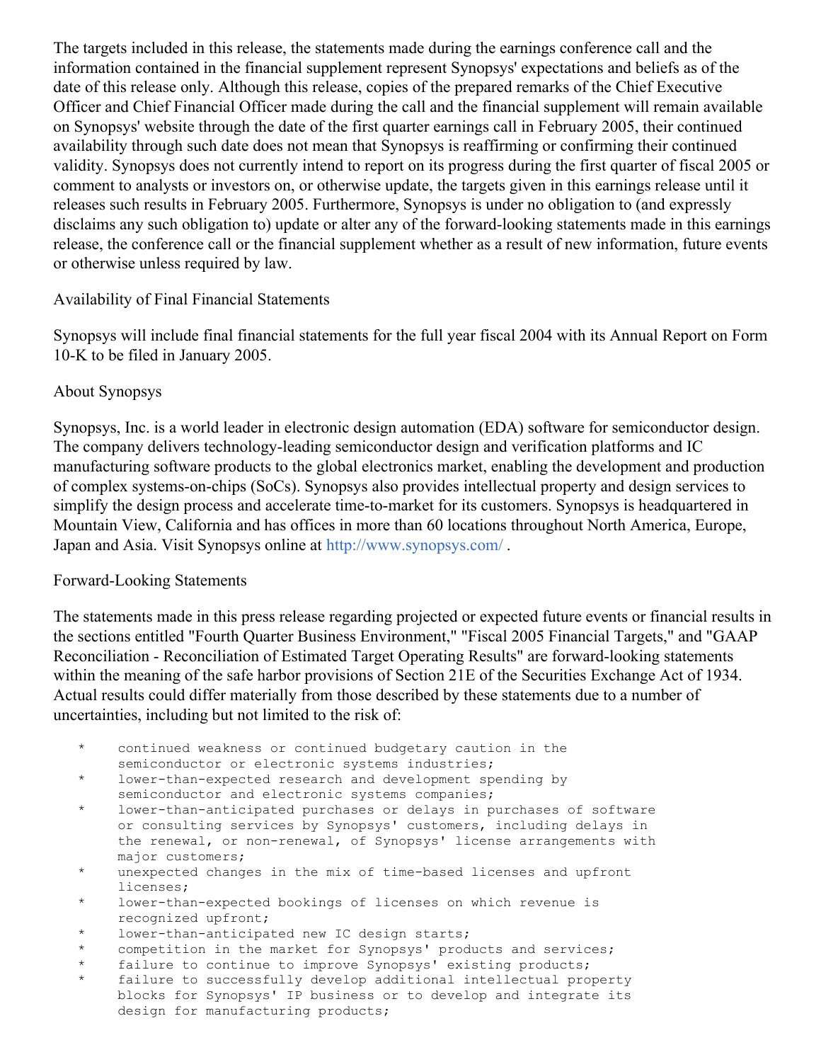The targets included in this release, the statements made during the earnings conference call and the information contained in the financial supplement represent Synopsys' expectations and beliefs as of the date of this release only. Although this release, copies of the prepared remarks of the Chief Executive Officer and Chief Financial Officer made during the call and the financial supplement will remain available on Synopsys' website through the date of the first quarter earnings call in February 2005, their continued availability through such date does not mean that Synopsys is reaffirming or confirming their continued validity. Synopsys does not currently intend to report on its progress during the first quarter of fiscal 2005 or comment to analysts or investors on, or otherwise update, the targets given in this earnings release until it releases such results in February 2005. Furthermore, Synopsys is under no obligation to (and expressly disclaims any such obligation to) update or alter any of the forward-looking statements made in this earnings release, the conference call or the financial supplement whether as a result of new information, future events or otherwise unless required by law.

Availability of Final Financial Statements

Synopsys will include final financial statements for the full year fiscal 2004 with its Annual Report on Form 10-K to be filed in January 2005.

About Synopsys

Synopsys, Inc. is a world leader in electronic design automation (EDA) software for semiconductor design. The company delivers technology-leading semiconductor design and verification platforms and IC manufacturing software products to the global electronics market, enabling the development and production of complex systems-on-chips (SoCs). Synopsys also provides intellectual property and design services to simplify the design process and accelerate time-to-market for its customers. Synopsys is headquartered in Mountain View, California and has offices in more than 60 locations throughout North America, Europe, Japan and Asia. Visit Synopsys online at http://www.synopsys.com/ .

Forward-Looking Statements

The statements made in this press release regarding projected or expected future events or financial results in the sections entitled "Fourth Quarter Business Environment," "Fiscal 2005 Financial Targets," and "GAAP Reconciliation - Reconciliation of Estimated Target Operating Results" are forward-looking statements within the meaning of the safe harbor provisions of Section 21E of the Securities Exchange Act of 1934. Actual results could differ materially from those described by these statements due to a number of uncertainties, including but not limited to the risk of:

- continued weakness or continued budgetary caution in the semiconductor or electronic systems industries;
- lower-than-expected research and development spending by semiconductor and electronic systems companies;
- lower-than-anticipated purchases or delays in purchases of software or consulting services by Synopsys' customers, including delays in the renewal, or non-renewal, of Synopsys' license arrangements with major customers;
- unexpected changes in the mix of time-based licenses and upfront licenses;
- lower-than-expected bookings of licenses on which revenue is recognized upfront;
- lower-than-anticipated new IC design starts;
- competition in the market for Synopsys' products and services;
- failure to continue to improve Synopsys' existing products;
- failure to successfully develop additional intellectual property blocks for Synopsys' IP business or to develop and integrate its design for manufacturing products;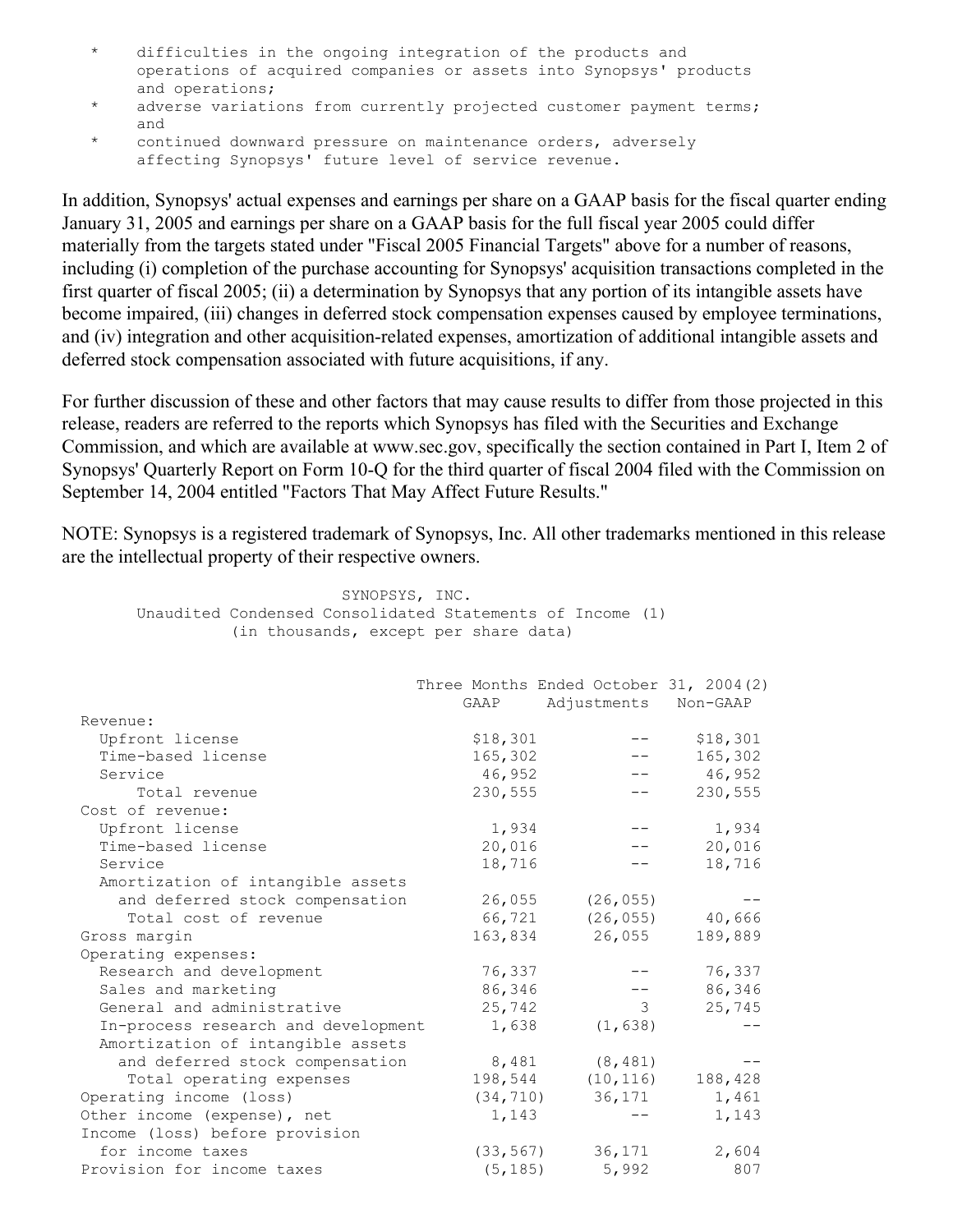* difficulties in the ongoing integration of the products and operations of acquired companies or assets into Synopsys' products and operations;
* adverse variations from currently projected customer payment terms; and
* continued downward pressure on maintenance orders, adversely affecting Synopsys' future level of service revenue.

In addition, Synopsys' actual expenses and earnings per share on a GAAP basis for the fiscal quarter ending January 31, 2005 and earnings per share on a GAAP basis for the full fiscal year 2005 could differ materially from the targets stated under "Fiscal 2005 Financial Targets" above for a number of reasons, including (i) completion of the purchase accounting for Synopsys' acquisition transactions completed in the first quarter of fiscal 2005; (ii) a determination by Synopsys that any portion of its intangible assets have become impaired, (iii) changes in deferred stock compensation expenses caused by employee terminations, and (iv) integration and other acquisition-related expenses, amortization of additional intangible assets and deferred stock compensation associated with future acquisitions, if any.

For further discussion of these and other factors that may cause results to differ from those projected in this release, readers are referred to the reports which Synopsys has filed with the Securities and Exchange Commission, and which are available at www.sec.gov, specifically the section contained in Part I, Item 2 of Synopsys' Quarterly Report on Form 10-Q for the third quarter of fiscal 2004 filed with the Commission on September 14, 2004 entitled "Factors That May Affect Future Results."

NOTE: Synopsys is a registered trademark of Synopsys, Inc. All other trademarks mentioned in this release are the intellectual property of their respective owners.

SYNOPSYS, INC.
Unaudited Condensed Consolidated Statements of Income (1)
(in thousands, except per share data)

| | Three Months Ended October 31, 2004(2) | | |
|---|---|---|---|
| | GAAP | Adjustments | Non-GAAP |
| Revenue: | | | |
| Upfront license | $18,301 | -- | $18,301 |
| Time-based license | 165,302 | -- | 165,302 |
| Service | 46,952 | -- | 46,952 |
| Total revenue | 230,555 | -- | 230,555 |
| Cost of revenue: | | | |
| Upfront license | 1,934 | -- | 1,934 |
| Time-based license | 20,016 | -- | 20,016 |
| Service | 18,716 | -- | 18,716 |
| Amortization of intangible assets and deferred stock compensation | 26,055 | (26,055) | -- |
| Total cost of revenue | 66,721 | (26,055) | 40,666 |
| Gross margin | 163,834 | 26,055 | 189,889 |
| Operating expenses: | | | |
| Research and development | 76,337 | -- | 76,337 |
| Sales and marketing | 86,346 | -- | 86,346 |
| General and administrative | 25,742 | 3 | 25,745 |
| In-process research and development | 1,638 | (1,638) | -- |
| Amortization of intangible assets and deferred stock compensation | 8,481 | (8,481) | -- |
| Total operating expenses | 198,544 | (10,116) | 188,428 |
| Operating income (loss) | (34,710) | 36,171 | 1,461 |
| Other income (expense), net | 1,143 | -- | 1,143 |
| Income (loss) before provision for income taxes | (33,567) | 36,171 | 2,604 |
| Provision for income taxes | (5,185) | 5,992 | 807 |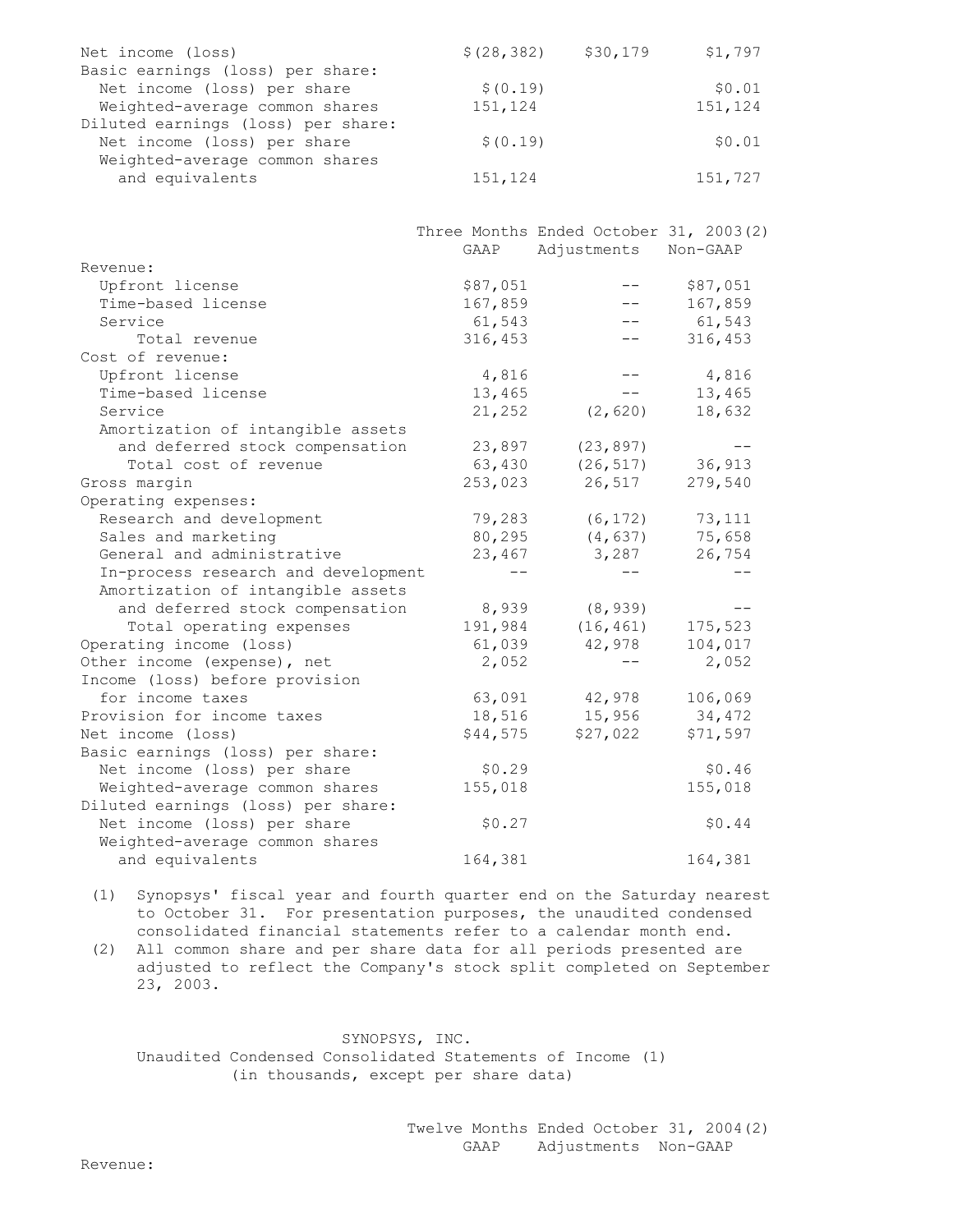| | | | |
|---|---|---|---|
| Net income (loss) | $(28,382) | $30,179 | $1,797 |
| Basic earnings (loss) per share: | | | |
| Net income (loss) per share | $(0.19) | | $0.01 |
| Weighted-average common shares | 151,124 | | 151,124 |
| Diluted earnings (loss) per share: | | | |
| Net income (loss) per share | $(0.19) | | $0.01 |
| Weighted-average common shares and equivalents | 151,124 | | 151,727 |

| | Three Months Ended October 31, 2003(2) | | |
|---|---|---|---|
| | GAAP | Adjustments | Non-GAAP |
| Revenue: | | | |
| Upfront license | $87,051 | -- | $87,051 |
| Time-based license | 167,859 | -- | 167,859 |
| Service | 61,543 | -- | 61,543 |
| Total revenue | 316,453 | -- | 316,453 |
| Cost of revenue: | | | |
| Upfront license | 4,816 | -- | 4,816 |
| Time-based license | 13,465 | -- | 13,465 |
| Service | 21,252 | (2,620) | 18,632 |
| Amortization of intangible assets and deferred stock compensation | 23,897 | (23,897) | -- |
| Total cost of revenue | 63,430 | (26,517) | 36,913 |
| Gross margin | 253,023 | 26,517 | 279,540 |
| Operating expenses: | | | |
| Research and development | 79,283 | (6,172) | 73,111 |
| Sales and marketing | 80,295 | (4,637) | 75,658 |
| General and administrative | 23,467 | 3,287 | 26,754 |
| In-process research and development | -- | -- | -- |
| Amortization of intangible assets and deferred stock compensation | 8,939 | (8,939) | -- |
| Total operating expenses | 191,984 | (16,461) | 175,523 |
| Operating income (loss) | 61,039 | 42,978 | 104,017 |
| Other income (expense), net | 2,052 | -- | 2,052 |
| Income (loss) before provision for income taxes | 63,091 | 42,978 | 106,069 |
| Provision for income taxes | 18,516 | 15,956 | 34,472 |
| Net income (loss) | $44,575 | $27,022 | $71,597 |
| Basic earnings (loss) per share: | | | |
| Net income (loss) per share | $0.29 | | $0.46 |
| Weighted-average common shares | 155,018 | | 155,018 |
| Diluted earnings (loss) per share: | | | |
| Net income (loss) per share | $0.27 | | $0.44 |
| Weighted-average common shares and equivalents | 164,381 | | 164,381 |

(1) Synopsys' fiscal year and fourth quarter end on the Saturday nearest to October 31. For presentation purposes, the unaudited condensed consolidated financial statements refer to a calendar month end.

(2) All common share and per share data for all periods presented are adjusted to reflect the Company's stock split completed on September 23, 2003.

SYNOPSYS, INC.
Unaudited Condensed Consolidated Statements of Income (1)
(in thousands, except per share data)

| | Twelve Months Ended October 31, 2004(2) | | |
|---|---|---|---|
| | GAAP | Adjustments | Non-GAAP |
| Revenue: | | | |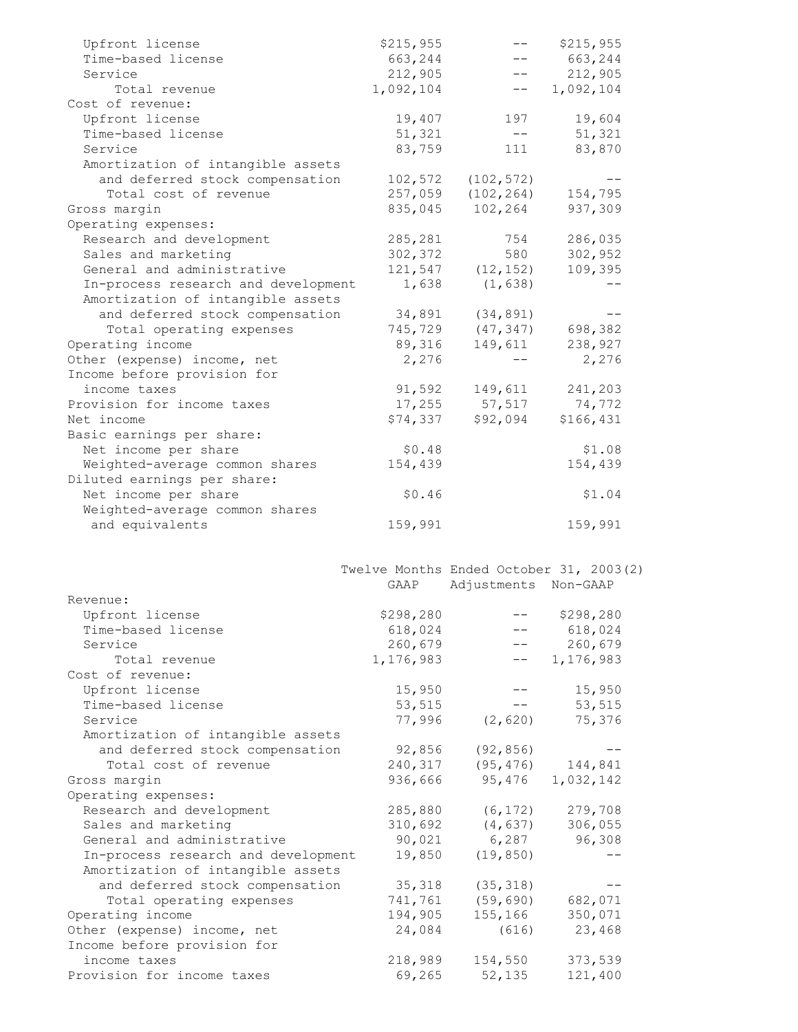| | | | |
|---|---|---|---|
| Upfront license | $215,955 | -- | $215,955 |
| Time-based license | 663,244 | -- | 663,244 |
| Service | 212,905 | -- | 212,905 |
| Total revenue | 1,092,104 | -- | 1,092,104 |
| Cost of revenue: | | | |
| Upfront license | 19,407 | 197 | 19,604 |
| Time-based license | 51,321 | -- | 51,321 |
| Service | 83,759 | 111 | 83,870 |
| Amortization of intangible assets and deferred stock compensation | 102,572 | (102,572) | -- |
| Total cost of revenue | 257,059 | (102,264) | 154,795 |
| Gross margin | 835,045 | 102,264 | 937,309 |
| Operating expenses: | | | |
| Research and development | 285,281 | 754 | 286,035 |
| Sales and marketing | 302,372 | 580 | 302,952 |
| General and administrative | 121,547 | (12,152) | 109,395 |
| In-process research and development | 1,638 | (1,638) | -- |
| Amortization of intangible assets and deferred stock compensation | 34,891 | (34,891) | -- |
| Total operating expenses | 745,729 | (47,347) | 698,382 |
| Operating income | 89,316 | 149,611 | 238,927 |
| Other (expense) income, net | 2,276 | -- | 2,276 |
| Income before provision for income taxes | 91,592 | 149,611 | 241,203 |
| Provision for income taxes | 17,255 | 57,517 | 74,772 |
| Net income | $74,337 | $92,094 | $166,431 |
| Basic earnings per share: | | | |
| Net income per share | $0.48 | | $1.08 |
| Weighted-average common shares | 154,439 | | 154,439 |
| Diluted earnings per share: | | | |
| Net income per share | $0.46 | | $1.04 |
| Weighted-average common shares and equivalents | 159,991 | | 159,991 |

| | Twelve Months Ended October 31, 2003(2) | | |
|---|---|---|---|
| | GAAP | Adjustments | Non-GAAP |
| Revenue: | | | |
| Upfront license | $298,280 | -- | $298,280 |
| Time-based license | 618,024 | -- | 618,024 |
| Service | 260,679 | -- | 260,679 |
| Total revenue | 1,176,983 | -- | 1,176,983 |
| Cost of revenue: | | | |
| Upfront license | 15,950 | -- | 15,950 |
| Time-based license | 53,515 | -- | 53,515 |
| Service | 77,996 | (2,620) | 75,376 |
| Amortization of intangible assets and deferred stock compensation | 92,856 | (92,856) | -- |
| Total cost of revenue | 240,317 | (95,476) | 144,841 |
| Gross margin | 936,666 | 95,476 | 1,032,142 |
| Operating expenses: | | | |
| Research and development | 285,880 | (6,172) | 279,708 |
| Sales and marketing | 310,692 | (4,637) | 306,055 |
| General and administrative | 90,021 | 6,287 | 96,308 |
| In-process research and development | 19,850 | (19,850) | -- |
| Amortization of intangible assets and deferred stock compensation | 35,318 | (35,318) | -- |
| Total operating expenses | 741,761 | (59,690) | 682,071 |
| Operating income | 194,905 | 155,166 | 350,071 |
| Other (expense) income, net | 24,084 | (616) | 23,468 |
| Income before provision for income taxes | 218,989 | 154,550 | 373,539 |
| Provision for income taxes | 69,265 | 52,135 | 121,400 |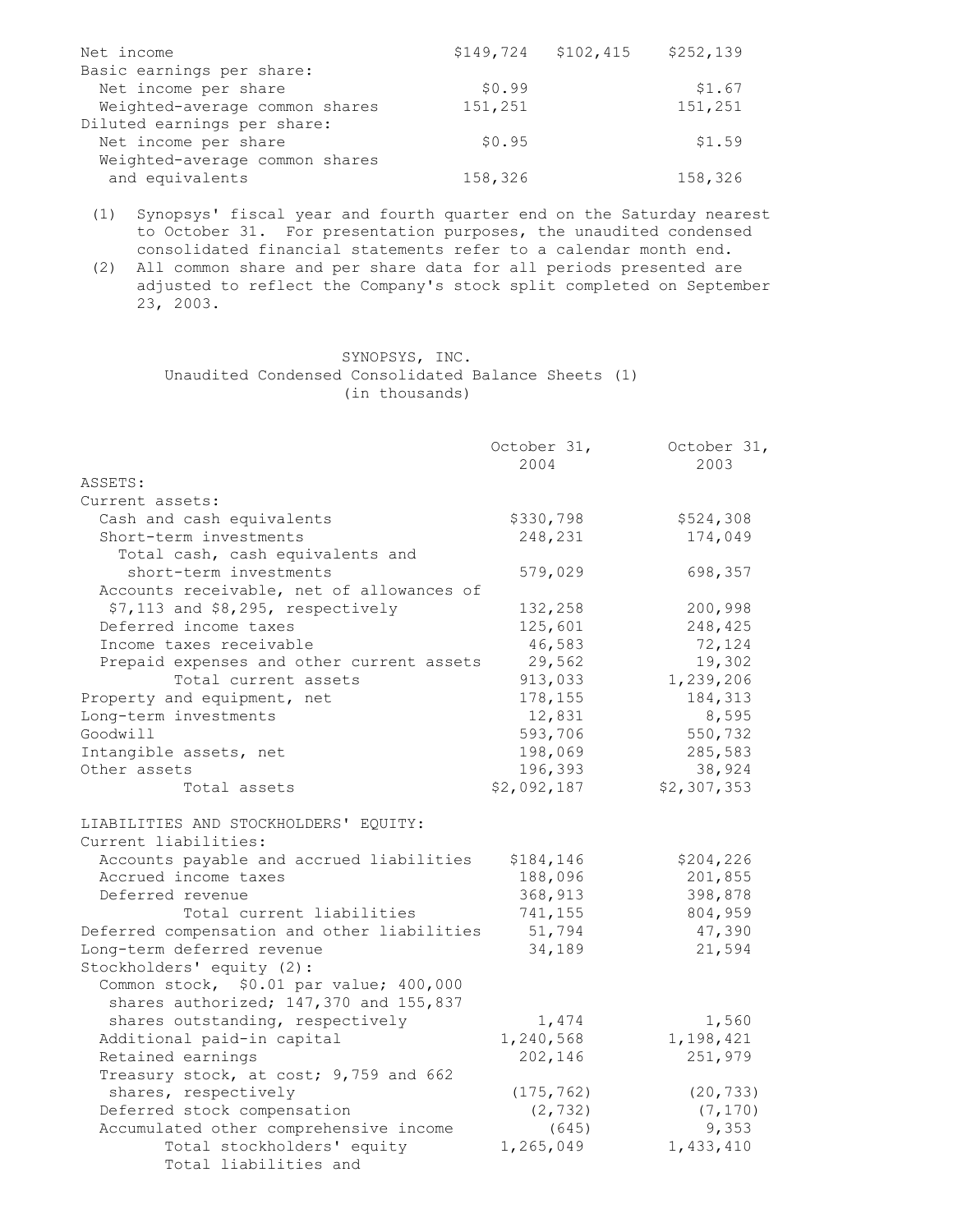| | | | |
|---|---|---|---|
| Net income | $149,724 | $102,415 | $252,139 |
| Basic earnings per share: | | | |
| Net income per share | $0.99 | | $1.67 |
| Weighted-average common shares | 151,251 | | 151,251 |
| Diluted earnings per share: | | | |
| Net income per share | $0.95 | | $1.59 |
| Weighted-average common shares and equivalents | 158,326 | | 158,326 |

(1) Synopsys' fiscal year and fourth quarter end on the Saturday nearest to October 31. For presentation purposes, the unaudited condensed consolidated financial statements refer to a calendar month end.

(2) All common share and per share data for all periods presented are adjusted to reflect the Company's stock split completed on September 23, 2003.

SYNOPSYS, INC.
Unaudited Condensed Consolidated Balance Sheets (1)
(in thousands)

| | October 31, 2004 | October 31, 2003 |
|---|---|---|
| ASSETS: | | |
| Current assets: | | |
| Cash and cash equivalents | $330,798 | $524,308 |
| Short-term investments | 248,231 | 174,049 |
| Total cash, cash equivalents and short-term investments | 579,029 | 698,357 |
| Accounts receivable, net of allowances of $7,113 and $8,295, respectively | 132,258 | 200,998 |
| Deferred income taxes | 125,601 | 248,425 |
| Income taxes receivable | 46,583 | 72,124 |
| Prepaid expenses and other current assets | 29,562 | 19,302 |
| Total current assets | 913,033 | 1,239,206 |
| Property and equipment, net | 178,155 | 184,313 |
| Long-term investments | 12,831 | 8,595 |
| Goodwill | 593,706 | 550,732 |
| Intangible assets, net | 198,069 | 285,583 |
| Other assets | 196,393 | 38,924 |
| Total assets | $2,092,187 | $2,307,353 |
| LIABILITIES AND STOCKHOLDERS' EQUITY: | | |
| Current liabilities: | | |
| Accounts payable and accrued liabilities | $184,146 | $204,226 |
| Accrued income taxes | 188,096 | 201,855 |
| Deferred revenue | 368,913 | 398,878 |
| Total current liabilities | 741,155 | 804,959 |
| Deferred compensation and other liabilities | 51,794 | 47,390 |
| Long-term deferred revenue | 34,189 | 21,594 |
| Stockholders' equity (2): | | |
| Common stock, $0.01 par value; 400,000 shares authorized; 147,370 and 155,837 shares outstanding, respectively | 1,474 | 1,560 |
| Additional paid-in capital | 1,240,568 | 1,198,421 |
| Retained earnings | 202,146 | 251,979 |
| Treasury stock, at cost; 9,759 and 662 shares, respectively | (175,762) | (20,733) |
| Deferred stock compensation | (2,732) | (7,170) |
| Accumulated other comprehensive income | (645) | 9,353 |
| Total stockholders' equity | 1,265,049 | 1,433,410 |
| Total liabilities and | | |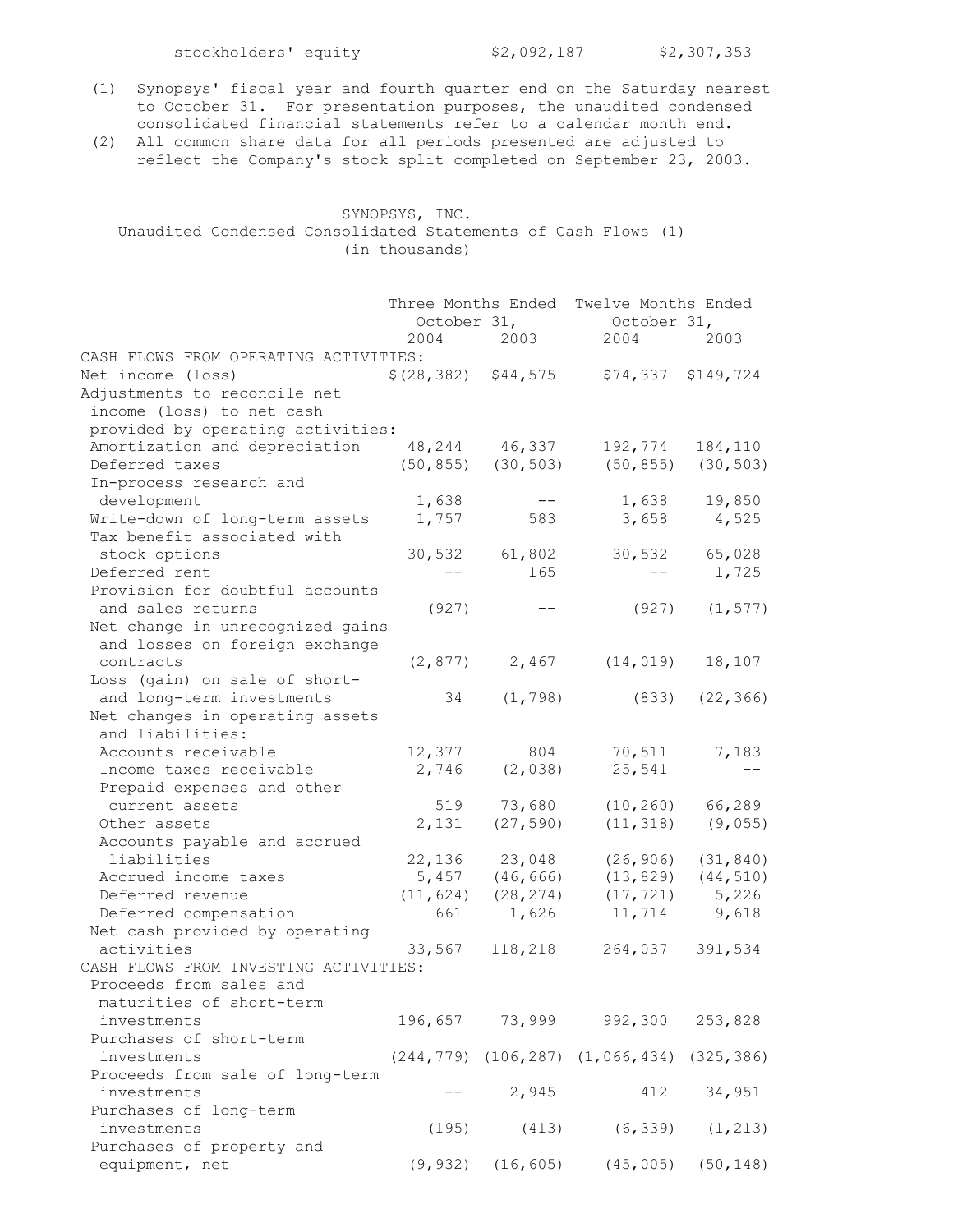| stockholders' equity | $2,092,187 | $2,307,353 |
|---|---|---|

(1) Synopsys' fiscal year and fourth quarter end on the Saturday nearest to October 31. For presentation purposes, the unaudited condensed consolidated financial statements refer to a calendar month end.

(2) All common share data for all periods presented are adjusted to reflect the Company's stock split completed on September 23, 2003.

SYNOPSYS, INC.
Unaudited Condensed Consolidated Statements of Cash Flows (1)
(in thousands)

| | Three Months Ended October 31, | | Twelve Months Ended October 31, | |
|---|---|---|---|---|
| | 2004 | 2003 | 2004 | 2003 |
| CASH FLOWS FROM OPERATING ACTIVITIES: | | | | |
| Net income (loss) | $(28,382) | $44,575 | $74,337 | $149,724 |
| Adjustments to reconcile net income (loss) to net cash provided by operating activities: | | | | |
| Amortization and depreciation | 48,244 | 46,337 | 192,774 | 184,110 |
| Deferred taxes | (50,855) | (30,503) | (50,855) | (30,503) |
| In-process research and development | 1,638 | -- | 1,638 | 19,850 |
| Write-down of long-term assets | 1,757 | 583 | 3,658 | 4,525 |
| Tax benefit associated with stock options | 30,532 | 61,802 | 30,532 | 65,028 |
| Deferred rent | -- | 165 | -- | 1,725 |
| Provision for doubtful accounts and sales returns | (927) | -- | (927) | (1,577) |
| Net change in unrecognized gains and losses on foreign exchange contracts | (2,877) | 2,467 | (14,019) | 18,107 |
| Loss (gain) on sale of short- and long-term investments | 34 | (1,798) | (833) | (22,366) |
| Net changes in operating assets and liabilities: | | | | |
| Accounts receivable | 12,377 | 804 | 70,511 | 7,183 |
| Income taxes receivable | 2,746 | (2,038) | 25,541 | -- |
| Prepaid expenses and other current assets | 519 | 73,680 | (10,260) | 66,289 |
| Other assets | 2,131 | (27,590) | (11,318) | (9,055) |
| Accounts payable and accrued liabilities | 22,136 | 23,048 | (26,906) | (31,840) |
| Accrued income taxes | 5,457 | (46,666) | (13,829) | (44,510) |
| Deferred revenue | (11,624) | (28,274) | (17,721) | 5,226 |
| Deferred compensation | 661 | 1,626 | 11,714 | 9,618 |
| Net cash provided by operating activities | 33,567 | 118,218 | 264,037 | 391,534 |
| CASH FLOWS FROM INVESTING ACTIVITIES: | | | | |
| Proceeds from sales and maturities of short-term investments | 196,657 | 73,999 | 992,300 | 253,828 |
| Purchases of short-term investments | (244,779) | (106,287) | (1,066,434) | (325,386) |
| Proceeds from sale of long-term investments | -- | 2,945 | 412 | 34,951 |
| Purchases of long-term investments | (195) | (413) | (6,339) | (1,213) |
| Purchases of property and equipment, net | (9,932) | (16,605) | (45,005) | (50,148) |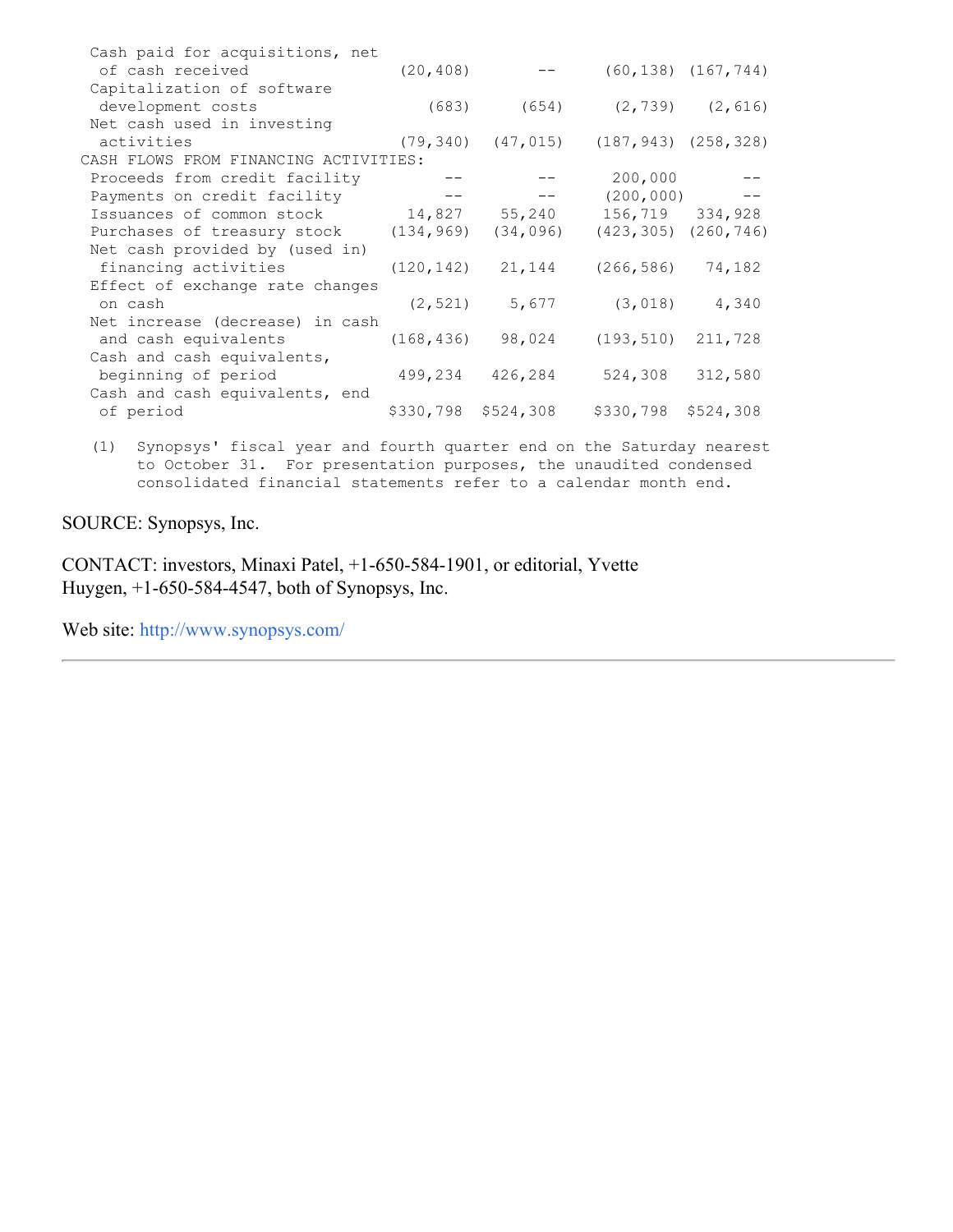| | | | | |
|---|---|---|---|---|
| Cash paid for acquisitions, net of cash received | (20,408) | -- | (60,138) | (167,744) |
| Capitalization of software development costs | (683) | (654) | (2,739) | (2,616) |
| Net cash used in investing activities | (79,340) | (47,015) | (187,943) | (258,328) |
| CASH FLOWS FROM FINANCING ACTIVITIES: | | | | |
| Proceeds from credit facility | -- | -- | 200,000 | -- |
| Payments on credit facility | -- | -- | (200,000) | -- |
| Issuances of common stock | 14,827 | 55,240 | 156,719 | 334,928 |
| Purchases of treasury stock | (134,969) | (34,096) | (423,305) | (260,746) |
| Net cash provided by (used in) financing activities | (120,142) | 21,144 | (266,586) | 74,182 |
| Effect of exchange rate changes on cash | (2,521) | 5,677 | (3,018) | 4,340 |
| Net increase (decrease) in cash and cash equivalents | (168,436) | 98,024 | (193,510) | 211,728 |
| Cash and cash equivalents, beginning of period | 499,234 | 426,284 | 524,308 | 312,580 |
| Cash and cash equivalents, end of period | $330,798 | $524,308 | $330,798 | $524,308 |

(1) Synopsys' fiscal year and fourth quarter end on the Saturday nearest to October 31. For presentation purposes, the unaudited condensed consolidated financial statements refer to a calendar month end.

SOURCE: Synopsys, Inc.

CONTACT: investors, Minaxi Patel, +1-650-584-1901, or editorial, Yvette Huygen, +1-650-584-4547, both of Synopsys, Inc.

Web site: http://www.synopsys.com/